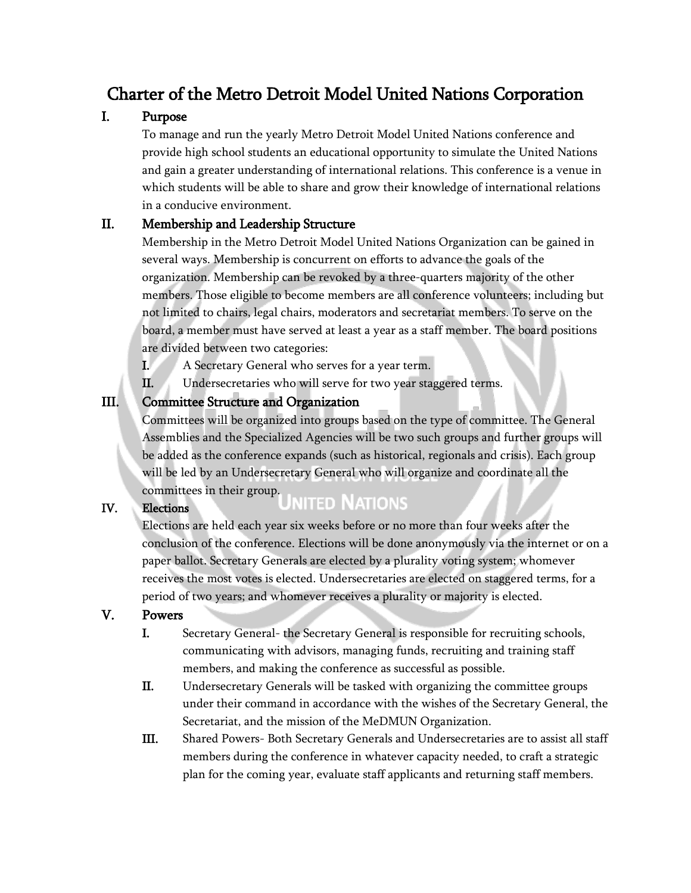# Charter of the Metro Detroit Model United Nations Corporation

## I. Purpose

To manage and run the yearly Metro Detroit Model United Nations conference and provide high school students an educational opportunity to simulate the United Nations and gain a greater understanding of international relations. This conference is a venue in which students will be able to share and grow their knowledge of international relations in a conducive environment.

## II. Membership and Leadership Structure

Membership in the Metro Detroit Model United Nations Organization can be gained in several ways. Membership is concurrent on efforts to advance the goals of the organization. Membership can be revoked by a three-quarters majority of the other members. Those eligible to become members are all conference volunteers; including but not limited to chairs, legal chairs, moderators and secretariat members. To serve on the board, a member must have served at least a year as a staff member. The board positions are divided between two categories:

- **I.** A Secretary General who serves for a year term.
- **II.** Undersecretaries who will serve for two year staggered terms.

## III. Committee Structure and Organization

Committees will be organized into groups based on the type of committee. The General Assemblies and the Specialized Agencies will be two such groups and further groups will be added as the conference expands (such as historical, regionals and crisis). Each group will be led by an Undersecretary General who will organize and coordinate all the committees in their group.

## IV. Elections

Elections are held each year six weeks before or no more than four weeks after the conclusion of the conference. Elections will be done anonymously via the internet or on a paper ballot. Secretary Generals are elected by a plurality voting system; whomever receives the most votes is elected. Undersecretaries are elected on staggered terms, for a period of two years; and whomever receives a plurality or majority is elected.

## V. Powers

- **I.** Secretary General- the Secretary General is responsible for recruiting schools, communicating with advisors, managing funds, recruiting and training staff members, and making the conference as successful as possible.
- **II.** Undersecretary Generals will be tasked with organizing the committee groups under their command in accordance with the wishes of the Secretary General, the Secretariat, and the mission of the MeDMUN Organization.
- **III.** Shared Powers- Both Secretary Generals and Undersecretaries are to assist all staff members during the conference in whatever capacity needed, to craft a strategic plan for the coming year, evaluate staff applicants and returning staff members.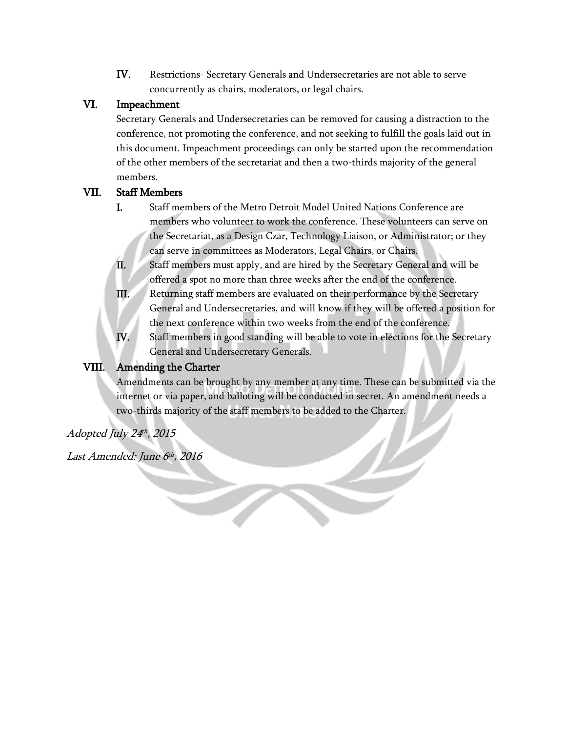IV. Restrictions- Secretary Generals and Undersecretaries are not able to serve concurrently as chairs, moderators, or legal chairs.

## VI. Impeachment

Secretary Generals and Undersecretaries can be removed for causing a distraction to the conference, not promoting the conference, and not seeking to fulfill the goals laid out in this document. Impeachment proceedings can only be started upon the recommendation of the other members of the secretariat and then a two-thirds majority of the general members.

## VII. Staff Members

I. Staff members of the Metro Detroit Model United Nations Conference are members who volunteer to work the conference. These volunteers can serve on the Secretariat, as a Design Czar, Technology Liaison, or Administrator; or they can serve in committees as Moderators, Legal Chairs, or Chairs.

II. Staff members must apply, and are hired by the Secretary General and will be offered a spot no more than three weeks after the end of the conference.

III. Returning staff members are evaluated on their performance by the Secretary General and Undersecretaries, and will know if they will be offered a position for the next conference within two weeks from the end of the conference.

IV. Staff members in good standing will be able to vote in elections for the Secretary General and Undersecretary Generals.

## VIII. Amending the Charter

Amendments can be brought by any member at any time. These can be submitted via the internet or via paper, and balloting will be conducted in secret. An amendment needs a two-thirds majority of the staff members to be added to the Charter.

*Adopted July 24th, 2015*

*Last Amended: June 6th, 2016*